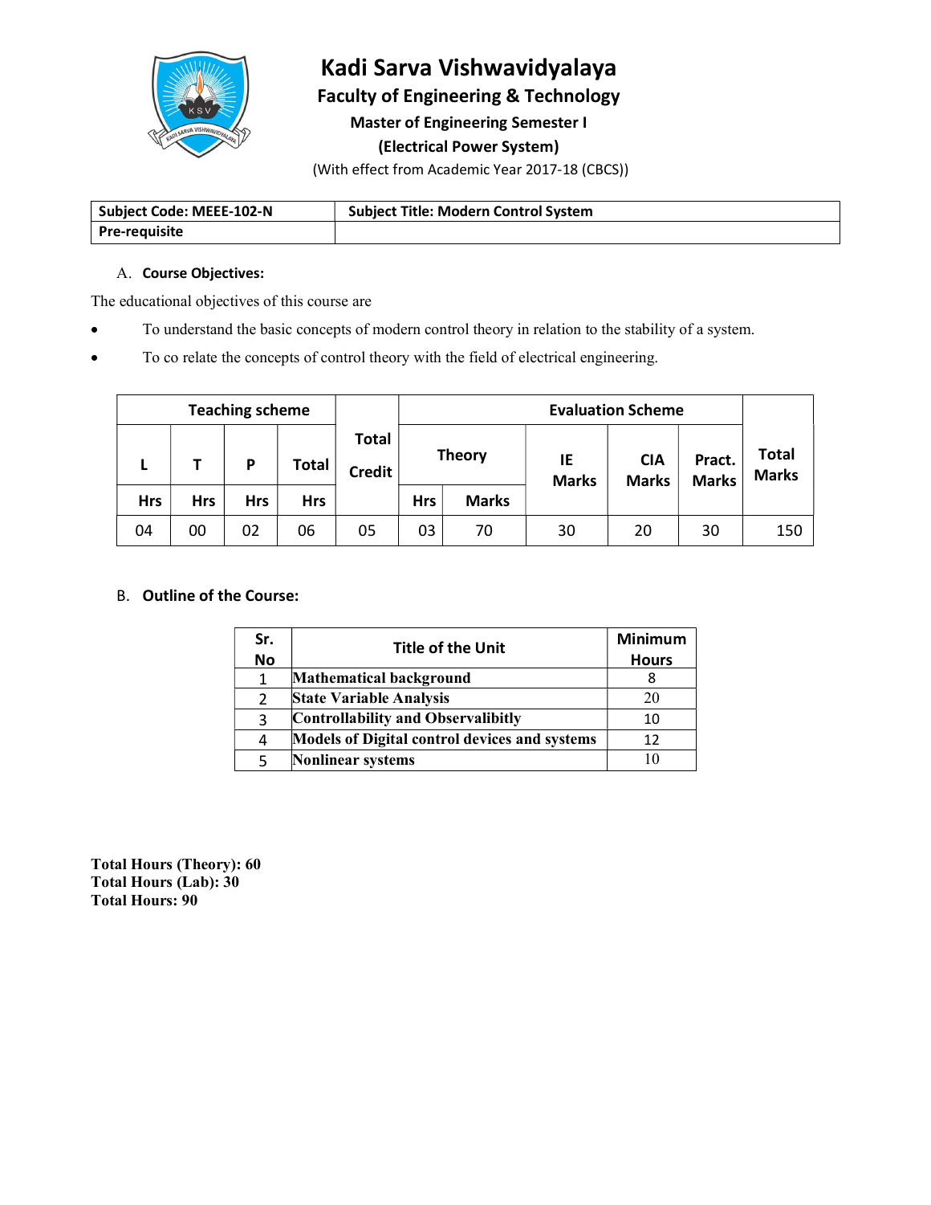# Kadi Sarva Vishwavidyalaya

## Faculty of Engineering & Technology

### Master of Engineering Semester I

### (Electrical Power System)

(With effect from Academic Year 2017-18 (CBCS))

| Subject Code: MEEE-102-N | Subject Title: Modern Control System |
|---|---|
| Pre-requisite | |

A. **Course Objectives:**

The educational objectives of this course are

- To understand the basic concepts of modern control theory in relation to the stability of a system.
- To co relate the concepts of control theory with the field of electrical engineering.

| Teaching scheme | | | | Total Credit | Evaluation Scheme | | | | | Total Marks |
|---|---|---|---|---|---|---|---|---|---|---|
| L | T | P | Total | | Theory | | IE Marks | CIA Marks | Pract. Marks | |
| Hrs | Hrs | Hrs | Hrs | | Hrs | Marks | | | | |
| 04 | 00 | 02 | 06 | 05 | 03 | 70 | 30 | 20 | 30 | 150 |

B. **Outline of the Course:**

| Sr. No | Title of the Unit | Minimum Hours |
|---|---|---|
| 1 | **Mathematical background** | 8 |
| 2 | **State Variable Analysis** | 20 |
| 3 | **Controllability and Observalibitly** | 10 |
| 4 | **Models of Digital control devices and systems** | 12 |
| 5 | **Nonlinear systems** | 10 |

**Total Hours (Theory): 60**
**Total Hours (Lab): 30**
**Total Hours: 90**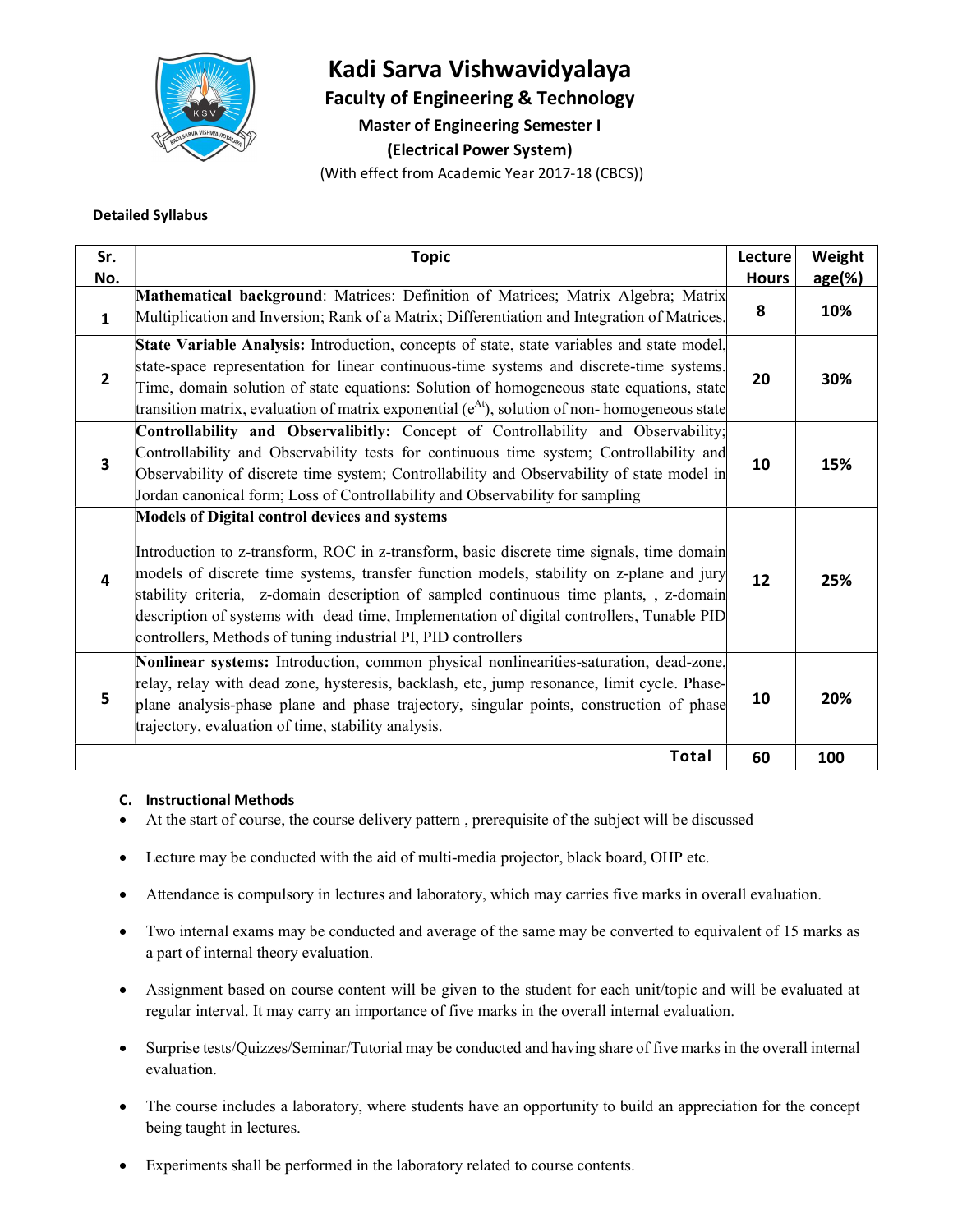# Kadi Sarva Vishwavidyalaya

## Faculty of Engineering & Technology

### Master of Engineering Semester I

### (Electrical Power System)

(With effect from Academic Year 2017-18 (CBCS))

**Detailed Syllabus**

| Sr. No. | Topic | Lecture Hours | Weight age(%) |
|---|---|---|---|
| 1 | **Mathematical background**: Matrices: Definition of Matrices; Matrix Algebra; Matrix Multiplication and Inversion; Rank of a Matrix; Differentiation and Integration of Matrices. | 8 | 10% |
| 2 | **State Variable Analysis:** Introduction, concepts of state, state variables and state model, state-space representation for linear continuous-time systems and discrete-time systems. Time, domain solution of state equations: Solution of homogeneous state equations, state transition matrix, evaluation of matrix exponential ($e^{At}$), solution of non- homogeneous state | 20 | 30% |
| 3 | **Controllability and Observalibitly:** Concept of Controllability and Observability; Controllability and Observability tests for continuous time system; Controllability and Observability of discrete time system; Controllability and Observability of state model in Jordan canonical form; Loss of Controllability and Observability for sampling | 10 | 15% |
| 4 | **Models of Digital control devices and systems**<br><br>Introduction to z-transform, ROC in z-transform, basic discrete time signals, time domain models of discrete time systems, transfer function models, stability on z-plane and jury stability criteria, z-domain description of sampled continuous time plants, , z-domain description of systems with dead time, Implementation of digital controllers, Tunable PID controllers, Methods of tuning industrial PI, PID controllers | 12 | 25% |
| 5 | **Nonlinear systems:** Introduction, common physical nonlinearities-saturation, dead-zone, relay, relay with dead zone, hysteresis, backlash, etc, jump resonance, limit cycle. Phase-plane analysis-phase plane and phase trajectory, singular points, construction of phase trajectory, evaluation of time, stability analysis. | 10 | 20% |
| | **Total** | **60** | **100** |

### C. Instructional Methods

- At the start of course, the course delivery pattern , prerequisite of the subject will be discussed
- Lecture may be conducted with the aid of multi-media projector, black board, OHP etc.
- Attendance is compulsory in lectures and laboratory, which may carries five marks in overall evaluation.
- Two internal exams may be conducted and average of the same may be converted to equivalent of 15 marks as a part of internal theory evaluation.
- Assignment based on course content will be given to the student for each unit/topic and will be evaluated at regular interval. It may carry an importance of five marks in the overall internal evaluation.
- Surprise tests/Quizzes/Seminar/Tutorial may be conducted and having share of five marks in the overall internal evaluation.
- The course includes a laboratory, where students have an opportunity to build an appreciation for the concept being taught in lectures.
- Experiments shall be performed in the laboratory related to course contents.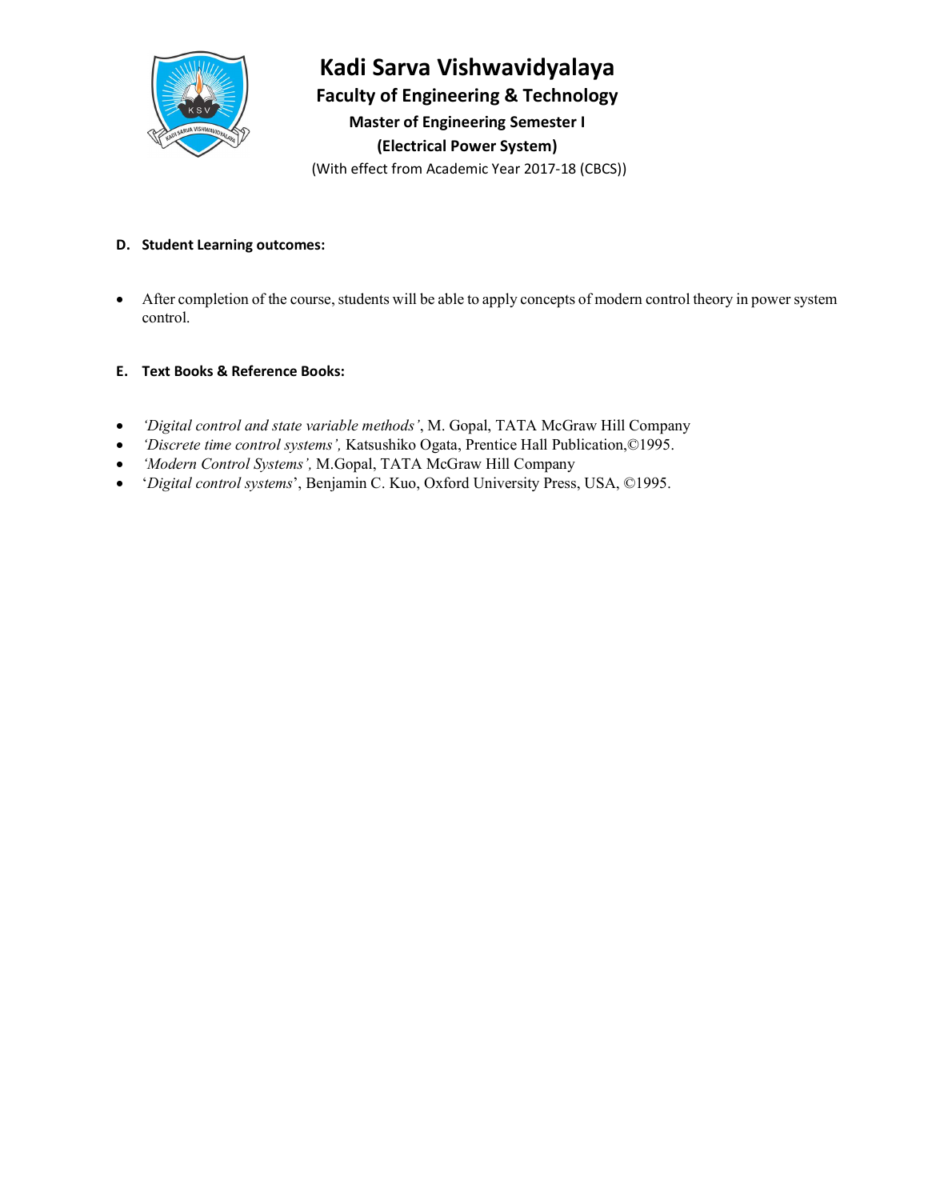**D. Student Learning outcomes:**

- After completion of the course, students will be able to apply concepts of modern control theory in power system control.

**E. Text Books & Reference Books:**

- *'Digital control and state variable methods'*, M. Gopal, TATA McGraw Hill Company
- *'Discrete time control systems',* Katsushiko Ogata, Prentice Hall Publication,©1995.
- *'Modern Control Systems',* M.Gopal, TATA McGraw Hill Company
- '*Digital control systems*', Benjamin C. Kuo, Oxford University Press, USA, ©1995.